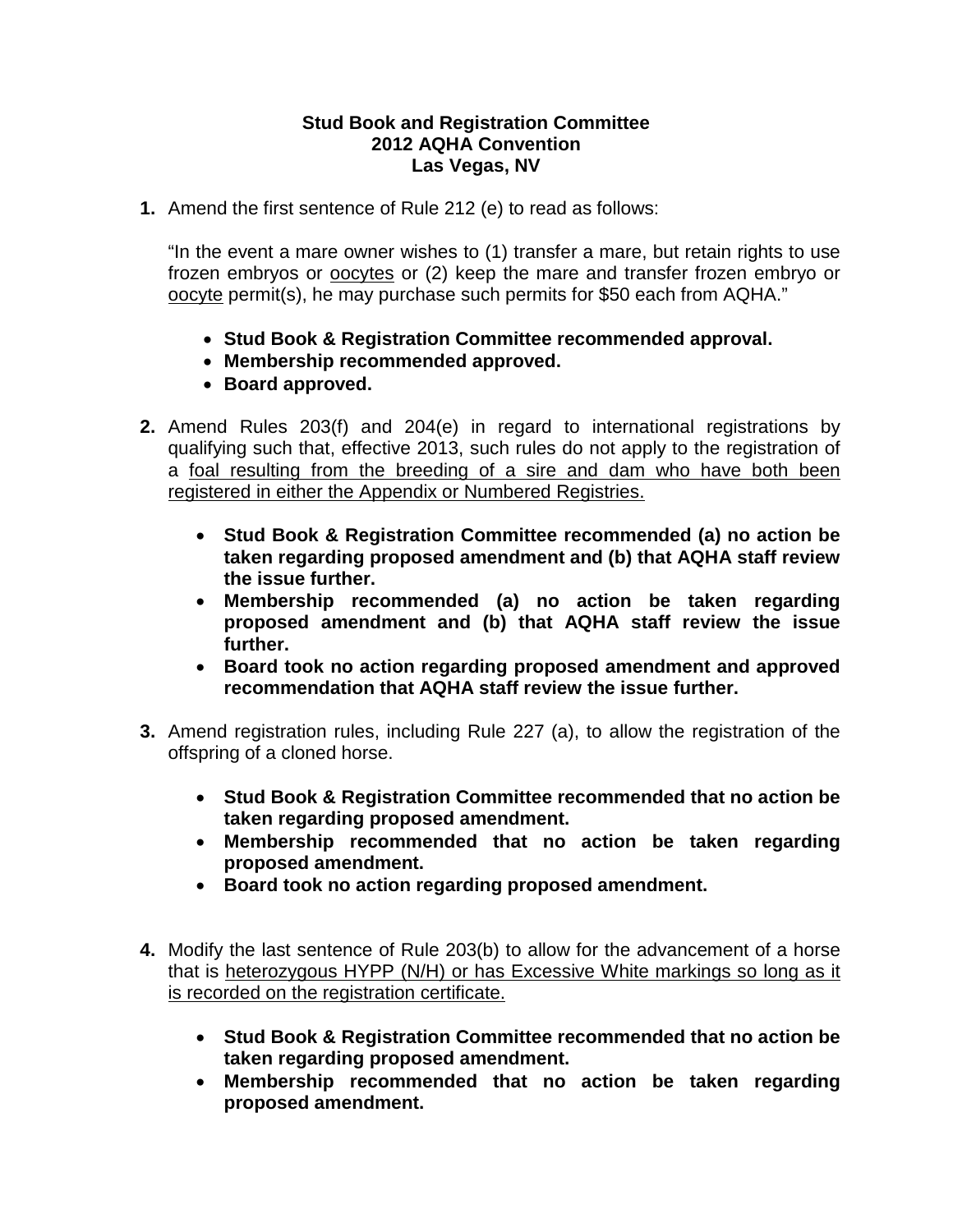**Stud Book and Registration Committee**
**2012 AQHA Convention**
**Las Vegas, NV**

1. Amend the first sentence of Rule 212 (e) to read as follows:

   "In the event a mare owner wishes to (1) transfer a mare, but retain rights to use frozen embryos or <u>oocytes</u> or (2) keep the mare and transfer frozen embryo or <u>oocyte</u> permit(s), he may purchase such permits for $50 each from AQHA."

   - **Stud Book & Registration Committee recommended approval.**
   - **Membership recommended approved.**
   - **Board approved.**

2. Amend Rules 203(f) and 204(e) in regard to international registrations by qualifying such that, effective 2013, such rules do not apply to the registration of a <u>foal resulting from the breeding of a sire and dam who have both been registered in either the Appendix or Numbered Registries.</u>

   - **Stud Book & Registration Committee recommended (a) no action be taken regarding proposed amendment and (b) that AQHA staff review the issue further.**
   - **Membership recommended (a) no action be taken regarding proposed amendment and (b) that AQHA staff review the issue further.**
   - **Board took no action regarding proposed amendment and approved recommendation that AQHA staff review the issue further.**

3. Amend registration rules, including Rule 227 (a), to allow the registration of the offspring of a cloned horse.

   - **Stud Book & Registration Committee recommended that no action be taken regarding proposed amendment.**
   - **Membership recommended that no action be taken regarding proposed amendment.**
   - **Board took no action regarding proposed amendment.**

4. Modify the last sentence of Rule 203(b) to allow for the advancement of a horse that is <u>heterozygous HYPP (N/H) or has Excessive White markings so long as it is recorded on the registration certificate.</u>

   - **Stud Book & Registration Committee recommended that no action be taken regarding proposed amendment.**
   - **Membership recommended that no action be taken regarding proposed amendment.**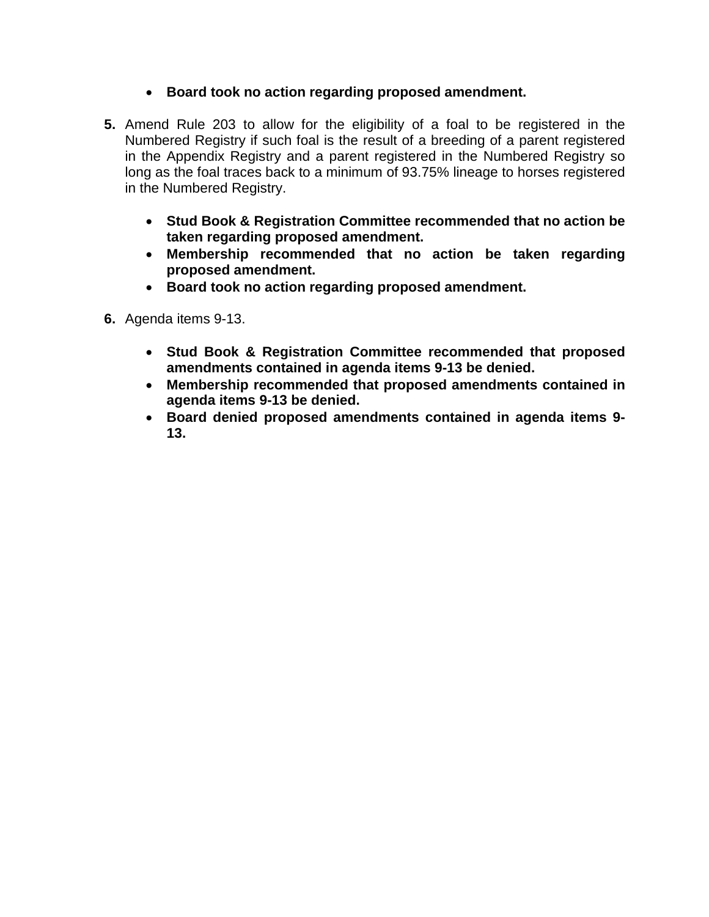- **Board took no action regarding proposed amendment.**

5. Amend Rule 203 to allow for the eligibility of a foal to be registered in the Numbered Registry if such foal is the result of a breeding of a parent registered in the Appendix Registry and a parent registered in the Numbered Registry so long as the foal traces back to a minimum of 93.75% lineage to horses registered in the Numbered Registry.

   - **Stud Book & Registration Committee recommended that no action be taken regarding proposed amendment.**
   - **Membership recommended that no action be taken regarding proposed amendment.**
   - **Board took no action regarding proposed amendment.**

6. Agenda items 9-13.

   - **Stud Book & Registration Committee recommended that proposed amendments contained in agenda items 9-13 be denied.**
   - **Membership recommended that proposed amendments contained in agenda items 9-13 be denied.**
   - **Board denied proposed amendments contained in agenda items 9-13.**